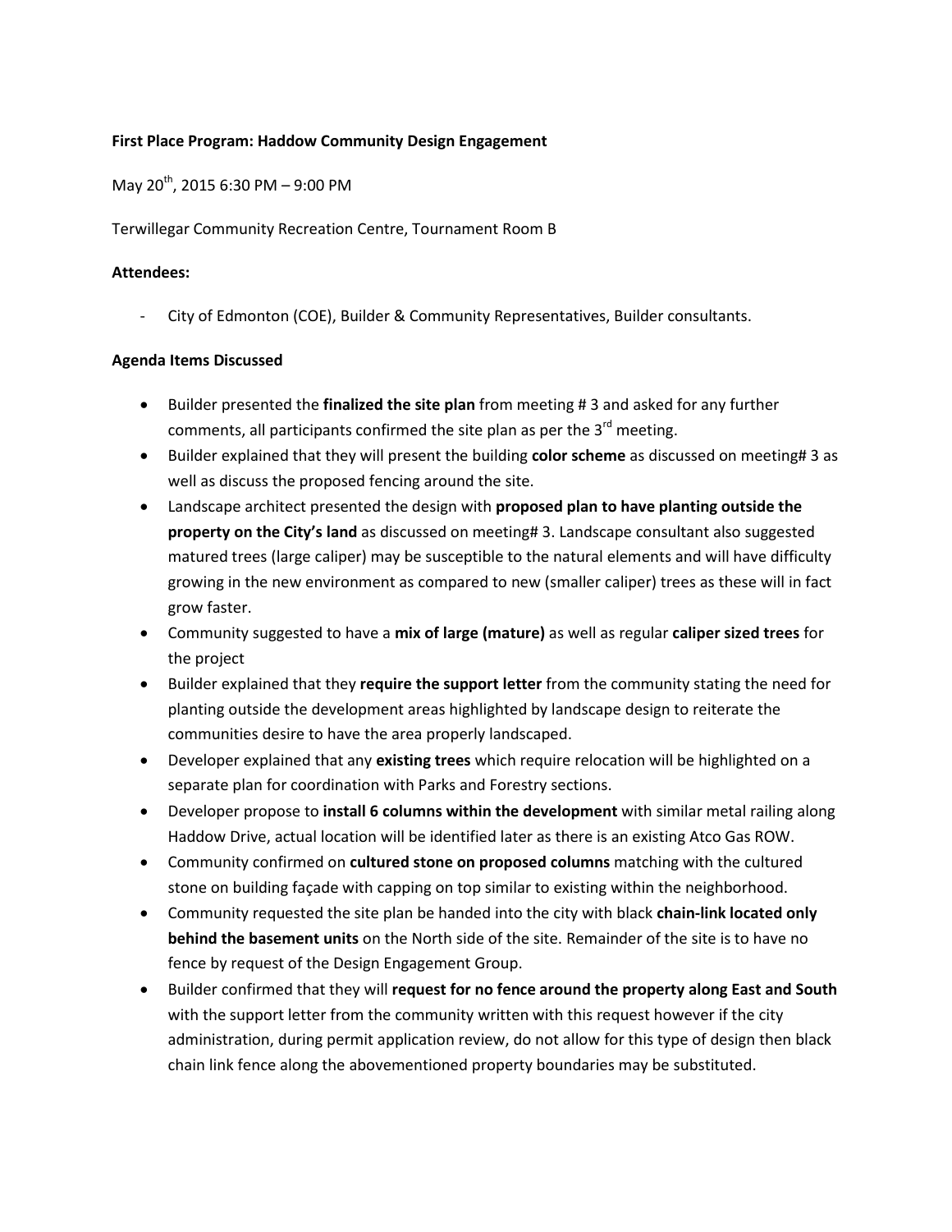**First Place Program: Haddow Community Design Engagement**

May 20th, 2015 6:30 PM – 9:00 PM

Terwillegar Community Recreation Centre, Tournament Room B

**Attendees:**

- City of Edmonton (COE), Builder & Community Representatives, Builder consultants.

**Agenda Items Discussed**

- Builder presented the **finalized the site plan** from meeting # 3 and asked for any further comments, all participants confirmed the site plan as per the 3rd meeting.
- Builder explained that they will present the building **color scheme** as discussed on meeting# 3 as well as discuss the proposed fencing around the site.
- Landscape architect presented the design with **proposed plan to have planting outside the property on the City's land** as discussed on meeting# 3. Landscape consultant also suggested matured trees (large caliper) may be susceptible to the natural elements and will have difficulty growing in the new environment as compared to new (smaller caliper) trees as these will in fact grow faster.
- Community suggested to have a **mix of large (mature)** as well as regular **caliper sized trees** for the project
- Builder explained that they **require the support letter** from the community stating the need for planting outside the development areas highlighted by landscape design to reiterate the communities desire to have the area properly landscaped.
- Developer explained that any **existing trees** which require relocation will be highlighted on a separate plan for coordination with Parks and Forestry sections.
- Developer propose to **install 6 columns within the development** with similar metal railing along Haddow Drive, actual location will be identified later as there is an existing Atco Gas ROW.
- Community confirmed on **cultured stone on proposed columns** matching with the cultured stone on building façade with capping on top similar to existing within the neighborhood.
- Community requested the site plan be handed into the city with black **chain-link located only behind the basement units** on the North side of the site. Remainder of the site is to have no fence by request of the Design Engagement Group.
- Builder confirmed that they will **request for no fence around the property along East and South** with the support letter from the community written with this request however if the city administration, during permit application review, do not allow for this type of design then black chain link fence along the abovementioned property boundaries may be substituted.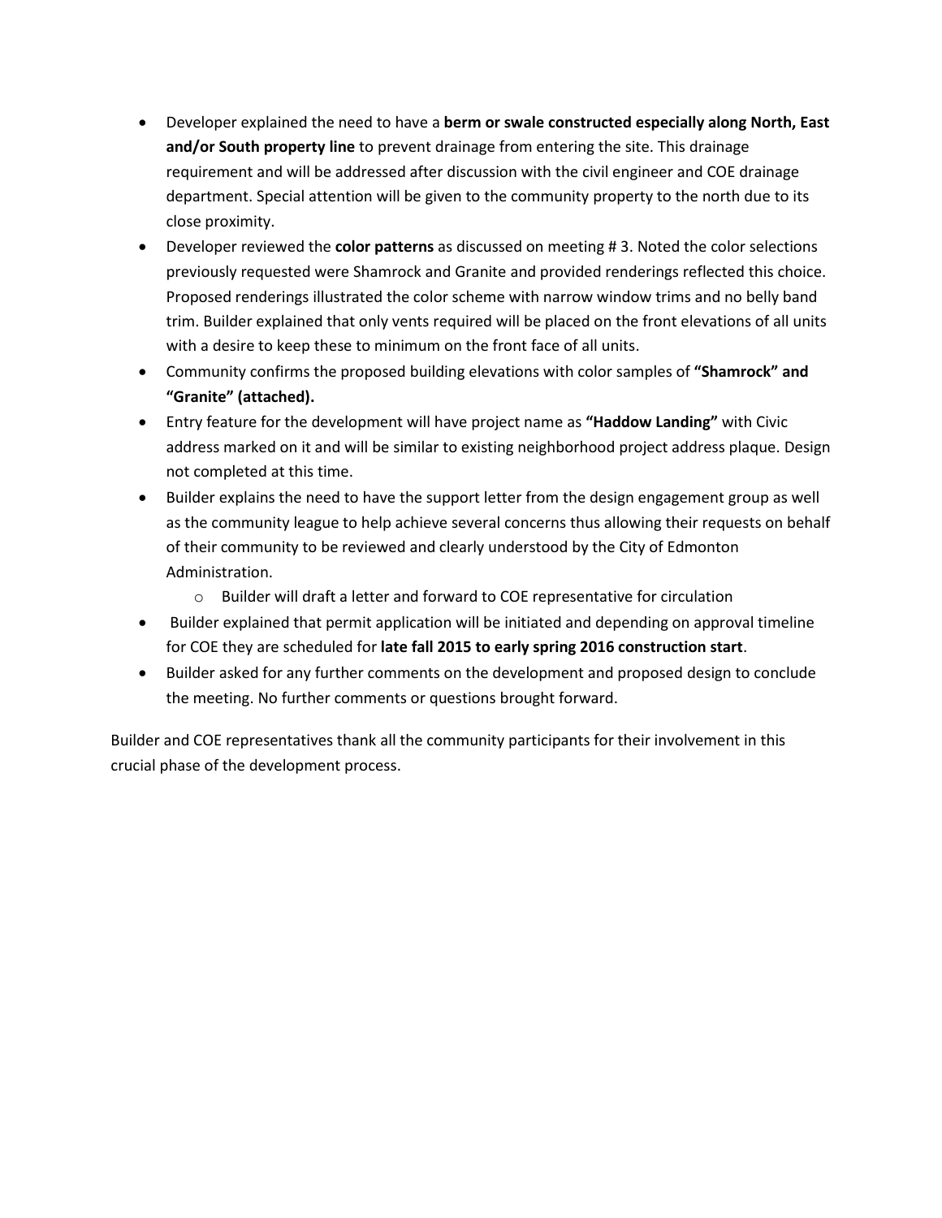- Developer explained the need to have a **berm or swale constructed especially along North, East and/or South property line** to prevent drainage from entering the site. This drainage requirement and will be addressed after discussion with the civil engineer and COE drainage department. Special attention will be given to the community property to the north due to its close proximity.
- Developer reviewed the **color patterns** as discussed on meeting # 3. Noted the color selections previously requested were Shamrock and Granite and provided renderings reflected this choice. Proposed renderings illustrated the color scheme with narrow window trims and no belly band trim. Builder explained that only vents required will be placed on the front elevations of all units with a desire to keep these to minimum on the front face of all units.
- Community confirms the proposed building elevations with color samples of **"Shamrock" and "Granite" (attached).**
- Entry feature for the development will have project name as **"Haddow Landing"** with Civic address marked on it and will be similar to existing neighborhood project address plaque. Design not completed at this time.
- Builder explains the need to have the support letter from the design engagement group as well as the community league to help achieve several concerns thus allowing their requests on behalf of their community to be reviewed and clearly understood by the City of Edmonton Administration.
  - Builder will draft a letter and forward to COE representative for circulation
- Builder explained that permit application will be initiated and depending on approval timeline for COE they are scheduled for **late fall 2015 to early spring 2016 construction start**.
- Builder asked for any further comments on the development and proposed design to conclude the meeting. No further comments or questions brought forward.

Builder and COE representatives thank all the community participants for their involvement in this crucial phase of the development process.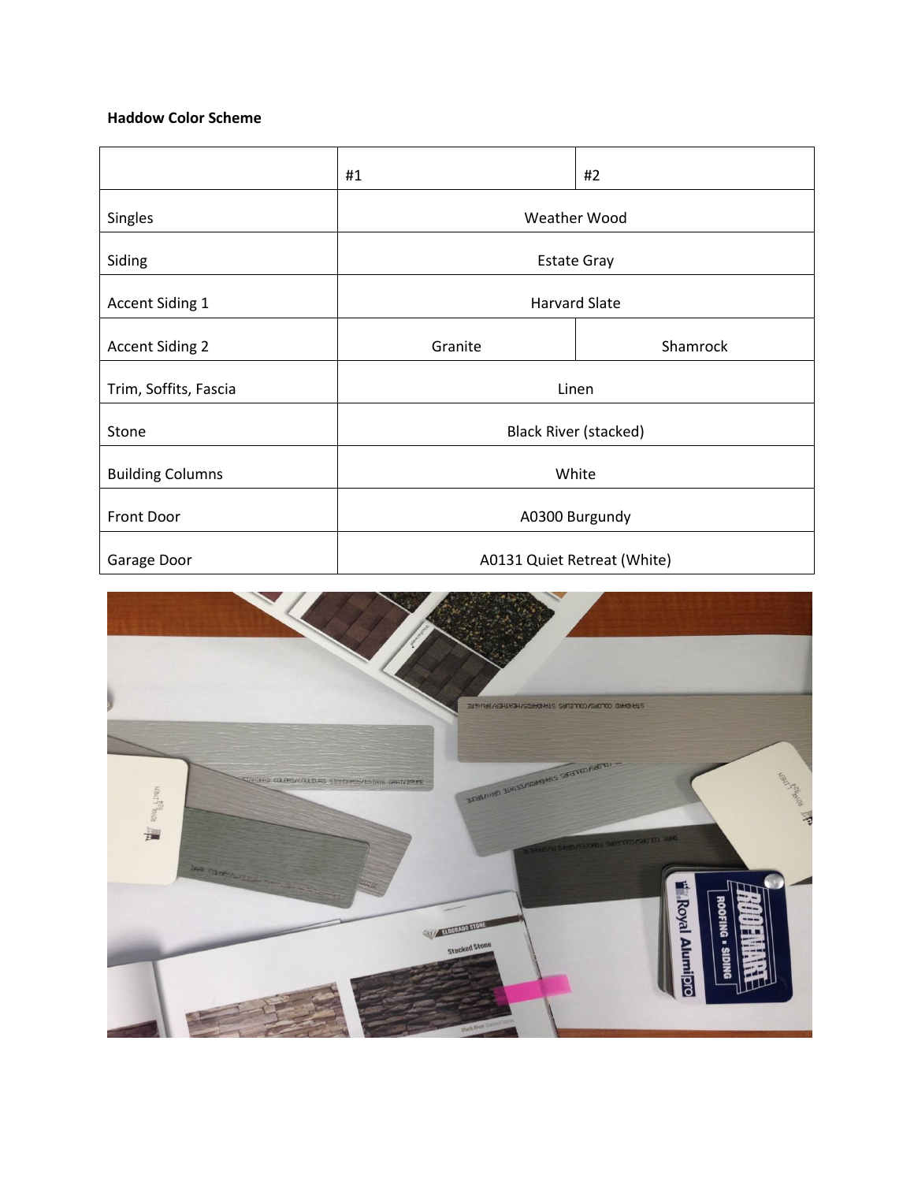**Haddow Color Scheme**

| | #1 | #2 |
|---|---|---|
| Singles | Weather Wood | |
| Siding | Estate Gray | |
| Accent Siding 1 | Harvard Slate | |
| Accent Siding 2 | Granite | Shamrock |
| Trim, Soffits, Fascia | Linen | |
| Stone | Black River (stacked) | |
| Building Columns | White | |
| Front Door | A0300 Burgundy | |
| Garage Door | A0131 Quiet Retreat (White) | |